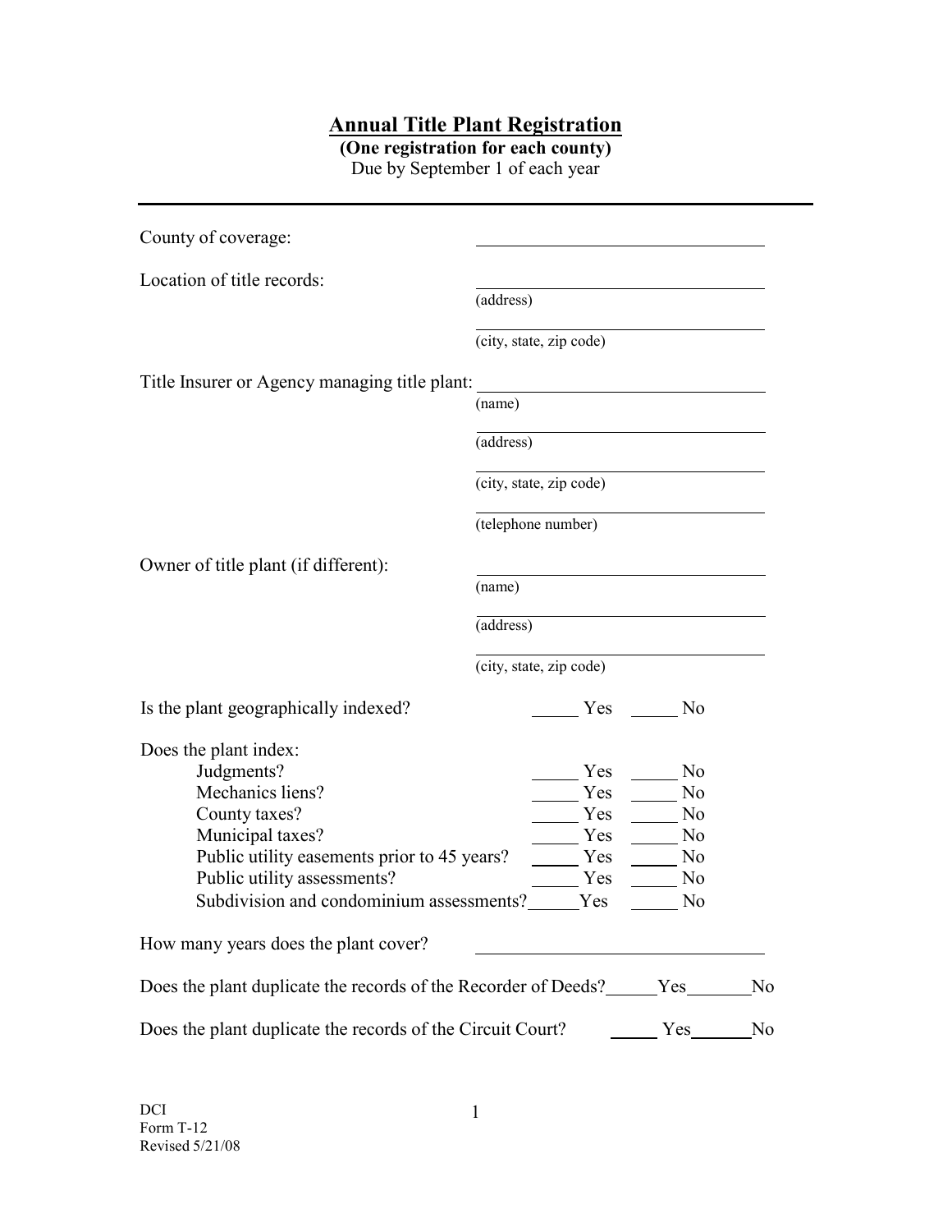# Annual Title Plant Registration

**(One registration for each county)**

Due by September 1 of each year

---

County of coverage: ______________________________

Location of title records: ______________________________
(address)

______________________________
(city, state, zip code)

Title Insurer or Agency managing title plant: ______________________________
(name)

______________________________
(address)

______________________________
(city, state, zip code)

______________________________
(telephone number)

Owner of title plant (if different): ______________________________
(name)

______________________________
(address)

______________________________
(city, state, zip code)

Is the plant geographically indexed? _____ Yes _____ No

Does the plant index:

- Judgments? _____ Yes _____ No
- Mechanics liens? _____ Yes _____ No
- County taxes? _____ Yes _____ No
- Municipal taxes? _____ Yes _____ No
- Public utility easements prior to 45 years? _____ Yes _____ No
- Public utility assessments? _____ Yes _____ No
- Subdivision and condominium assessments? _____ Yes _____ No

How many years does the plant cover? ______________________________

Does the plant duplicate the records of the Recorder of Deeds? _____ Yes _____ No

Does the plant duplicate the records of the Circuit Court? _____ Yes _____ No

DCI
Form T-12
Revised 5/21/08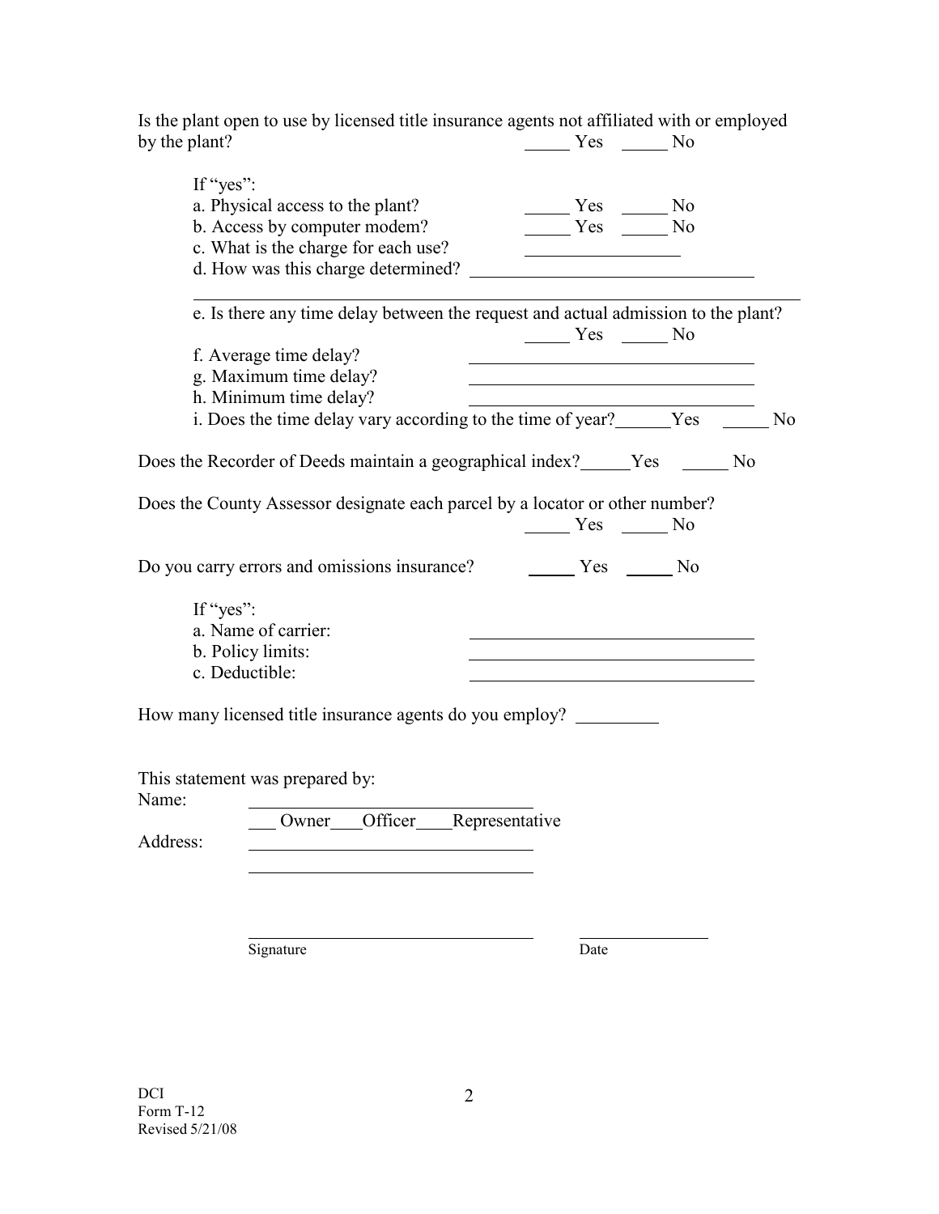Is the plant open to use by licensed title insurance agents not affiliated with or employed by the plant? _____ Yes _____ No

If "yes":

a. Physical access to the plant? _____ Yes _____ No

b. Access by computer modem? _____ Yes _____ No

c. What is the charge for each use? _______________

d. How was this charge determined? ____________________________

_______________________________________________________________

e. Is there any time delay between the request and actual admission to the plant? _____ Yes _____ No

f. Average time delay? ____________________________

g. Maximum time delay? ____________________________

h. Minimum time delay? ____________________________

i. Does the time delay vary according to the time of year? _____ Yes _____ No

Does the Recorder of Deeds maintain a geographical index? _____ Yes _____ No

Does the County Assessor designate each parcel by a locator or other number? _____ Yes _____ No

Do you carry errors and omissions insurance? _____ Yes _____ No

If "yes":

a. Name of carrier: ____________________________

b. Policy limits: ____________________________

c. Deductible: ____________________________

How many licensed title insurance agents do you employ? _________

This statement was prepared by:

Name: ______________________________

___ Owner ___ Officer ___ Representative

Address: ______________________________

______________________________

______________________________ Signature

_______________ Date

DCI
Form T-12
Revised 5/21/08